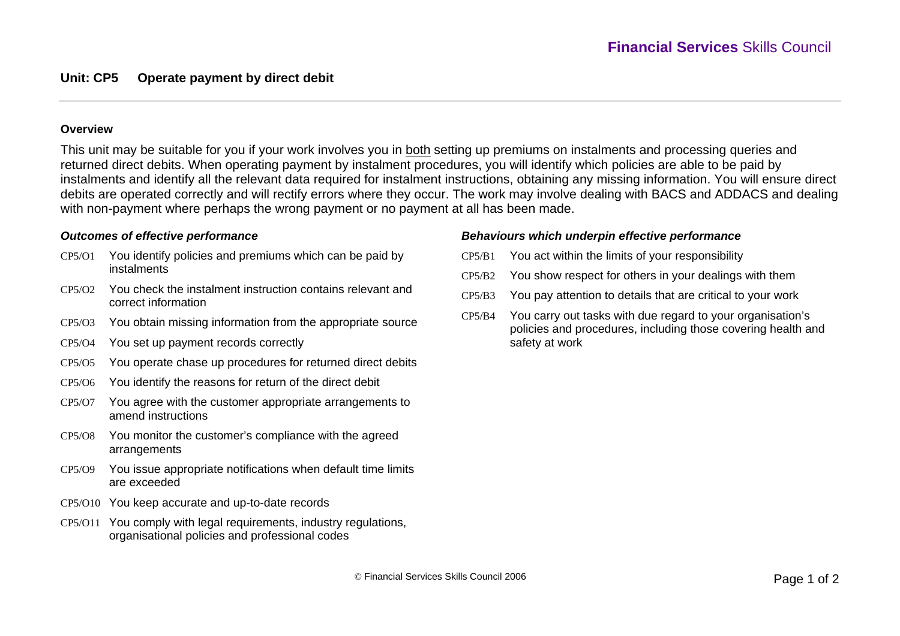**Financial Services** Skills Council

## Unit: CP5 Operate payment by direct debit

### Overview

This unit may be suitable for you if your work involves you in both setting up premiums on instalments and processing queries and returned direct debits. When operating payment by instalment procedures, you will identify which policies are able to be paid by instalments and identify all the relevant data required for instalment instructions, obtaining any missing information. You will ensure direct debits are operated correctly and will rectify errors where they occur. The work may involve dealing with BACS and ADDACS and dealing with non-payment where perhaps the wrong payment or no payment at all has been made.

### *Outcomes of effective performance*

- CP5/O1 You identify policies and premiums which can be paid by instalments
- CP5/O2 You check the instalment instruction contains relevant and correct information
- CP5/O3 You obtain missing information from the appropriate source
- CP5/O4 You set up payment records correctly
- CP5/O5 You operate chase up procedures for returned direct debits
- CP5/O6 You identify the reasons for return of the direct debit
- CP5/O7 You agree with the customer appropriate arrangements to amend instructions
- CP5/O8 You monitor the customer's compliance with the agreed arrangements
- CP5/O9 You issue appropriate notifications when default time limits are exceeded
- CP5/O10 You keep accurate and up-to-date records
- CP5/O11 You comply with legal requirements, industry regulations, organisational policies and professional codes

### *Behaviours which underpin effective performance*

- CP5/B1 You act within the limits of your responsibility
- CP5/B2 You show respect for others in your dealings with them
- CP5/B3 You pay attention to details that are critical to your work
- CP5/B4 You carry out tasks with due regard to your organisation's policies and procedures, including those covering health and safety at work

© Financial Services Skills Council 2006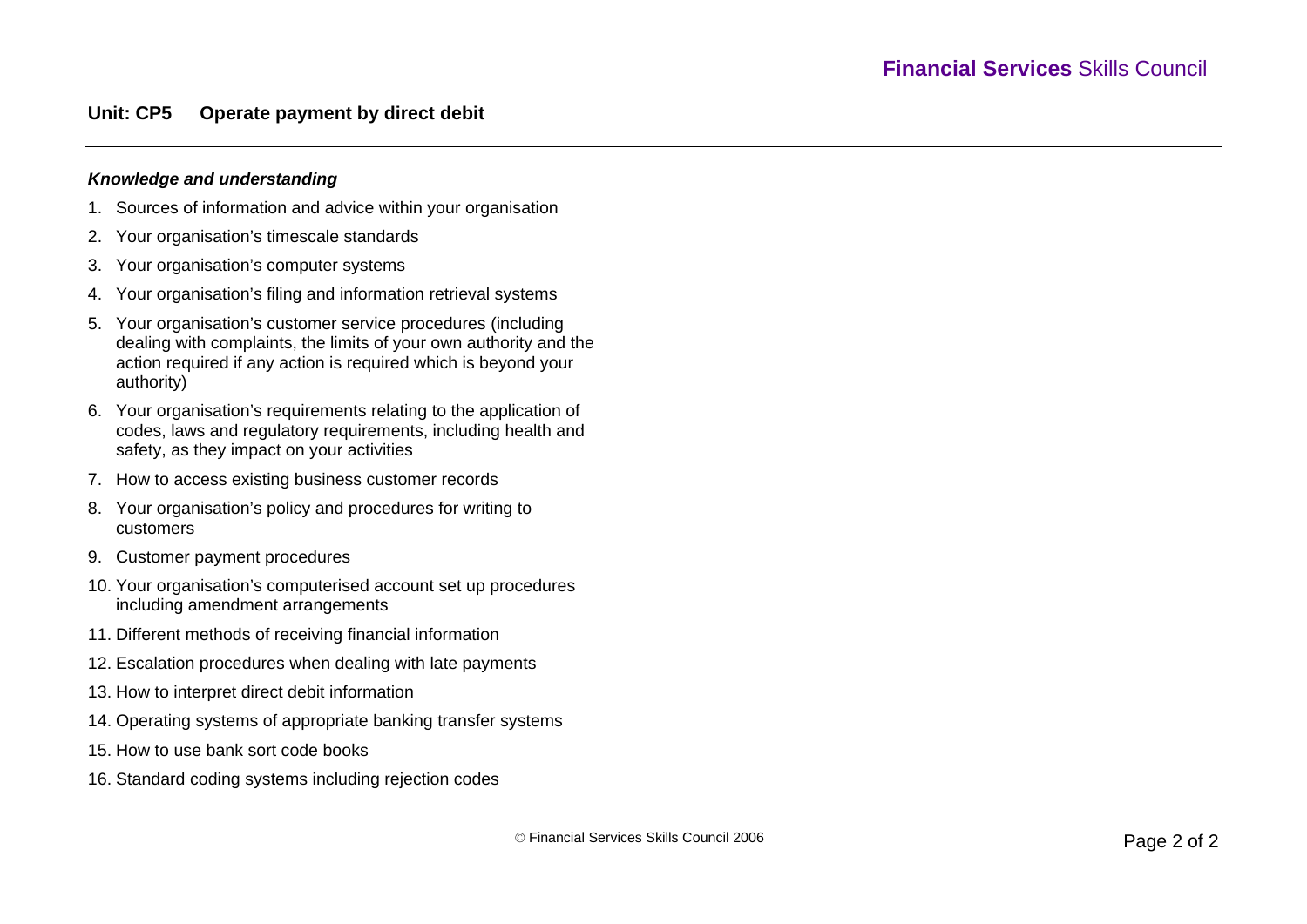## Unit: CP5 Operate payment by direct debit

***Knowledge and understanding***

1. Sources of information and advice within your organisation
2. Your organisation's timescale standards
3. Your organisation's computer systems
4. Your organisation's filing and information retrieval systems
5. Your organisation's customer service procedures (including dealing with complaints, the limits of your own authority and the action required if any action is required which is beyond your authority)
6. Your organisation's requirements relating to the application of codes, laws and regulatory requirements, including health and safety, as they impact on your activities
7. How to access existing business customer records
8. Your organisation's policy and procedures for writing to customers
9. Customer payment procedures
10. Your organisation's computerised account set up procedures including amendment arrangements
11. Different methods of receiving financial information
12. Escalation procedures when dealing with late payments
13. How to interpret direct debit information
14. Operating systems of appropriate banking transfer systems
15. How to use bank sort code books
16. Standard coding systems including rejection codes